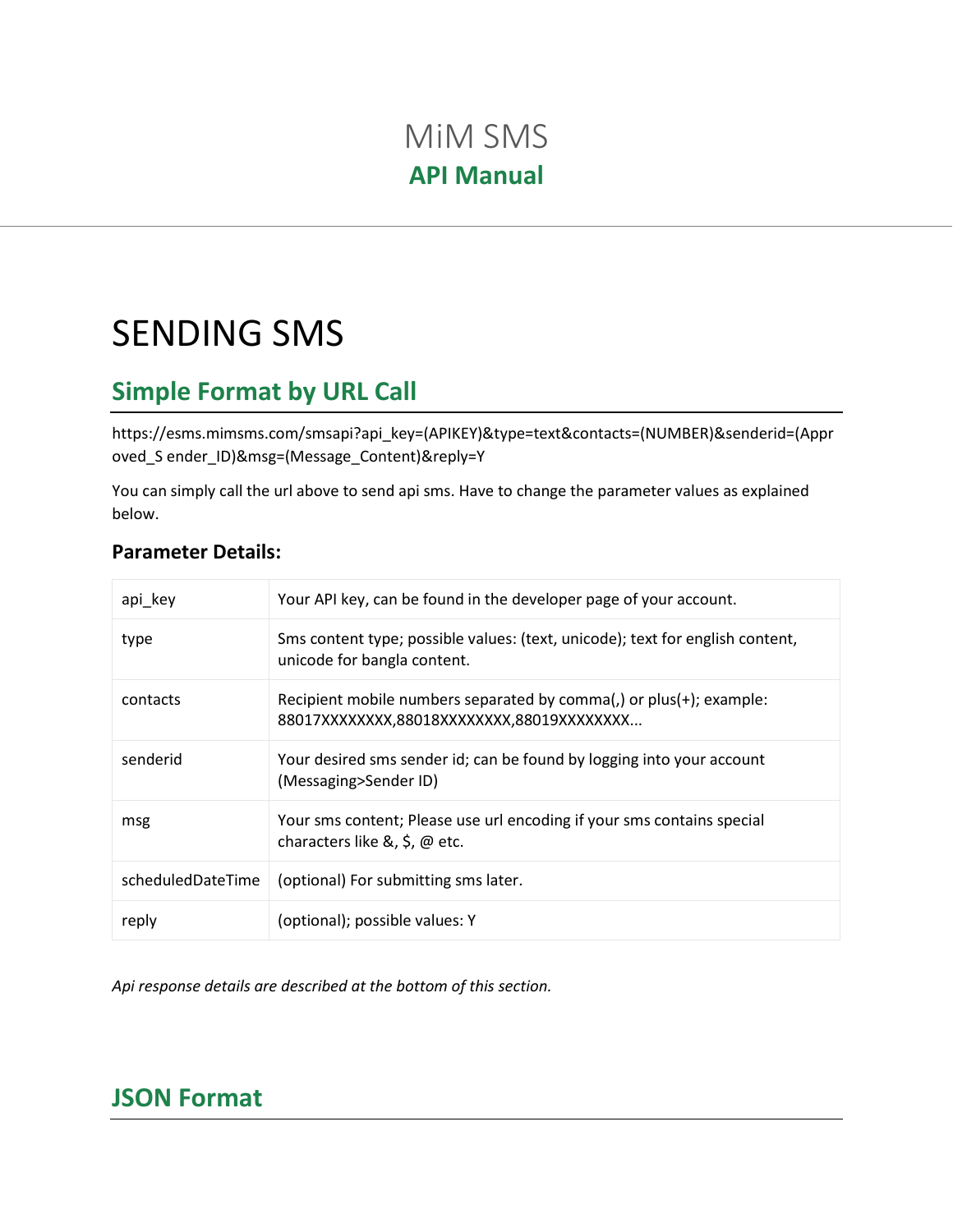# MiM SMS

## API Manual

# SENDING SMS

## Simple Format by URL Call

https://esms.mimsms.com/smsapi?api_key=(APIKEY)&type=text&contacts=(NUMBER)&senderid=(Approved_S ender_ID)&msg=(Message_Content)&reply=Y

You can simply call the url above to send api sms. Have to change the parameter values as explained below.

### Parameter Details:

| | |
|---|---|
| api_key | Your API key, can be found in the developer page of your account. |
| type | Sms content type; possible values: (text, unicode); text for english content, unicode for bangla content. |
| contacts | Recipient mobile numbers separated by comma(,) or plus(+); example: 88017XXXXXXXX,88018XXXXXXXX,88019XXXXXXXX... |
| senderid | Your desired sms sender id; can be found by logging into your account (Messaging>Sender ID) |
| msg | Your sms content; Please use url encoding if your sms contains special characters like &, $, @ etc. |
| scheduledDateTime | (optional) For submitting sms later. |
| reply | (optional); possible values: Y |

*Api response details are described at the bottom of this section.*

## JSON Format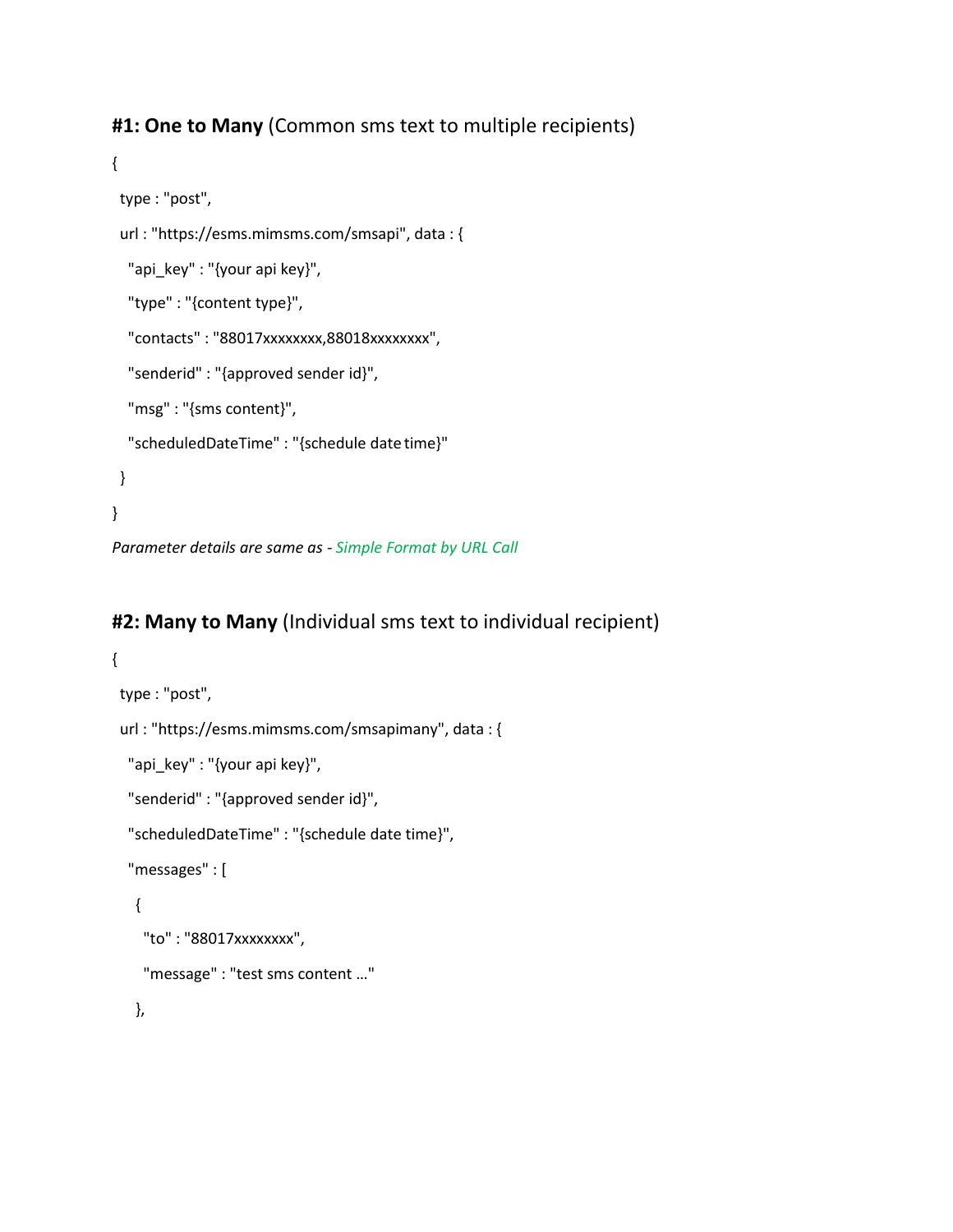### **#1: One to Many** (Common sms text to multiple recipients)

```
{
  type : "post",
  url : "https://esms.mimsms.com/smsapi", data : {
   "api_key" : "{your api key}",
   "type" : "{content type}",
   "contacts" : "88017xxxxxxxx,88018xxxxxxxx",
   "senderid" : "{approved sender id}",
   "msg" : "{sms content}",
   "scheduledDateTime" : "{schedule date time}"
  }
}
```

*Parameter details are same as - Simple Format by URL Call*

### **#2: Many to Many** (Individual sms text to individual recipient)

```
{
  type : "post",
  url : "https://esms.mimsms.com/smsapimany", data : {
   "api_key" : "{your api key}",
   "senderid" : "{approved sender id}",
   "scheduledDateTime" : "{schedule date time}",
   "messages" : [
    {
     "to" : "88017xxxxxxxx",
     "message" : "test sms content …"
    },
```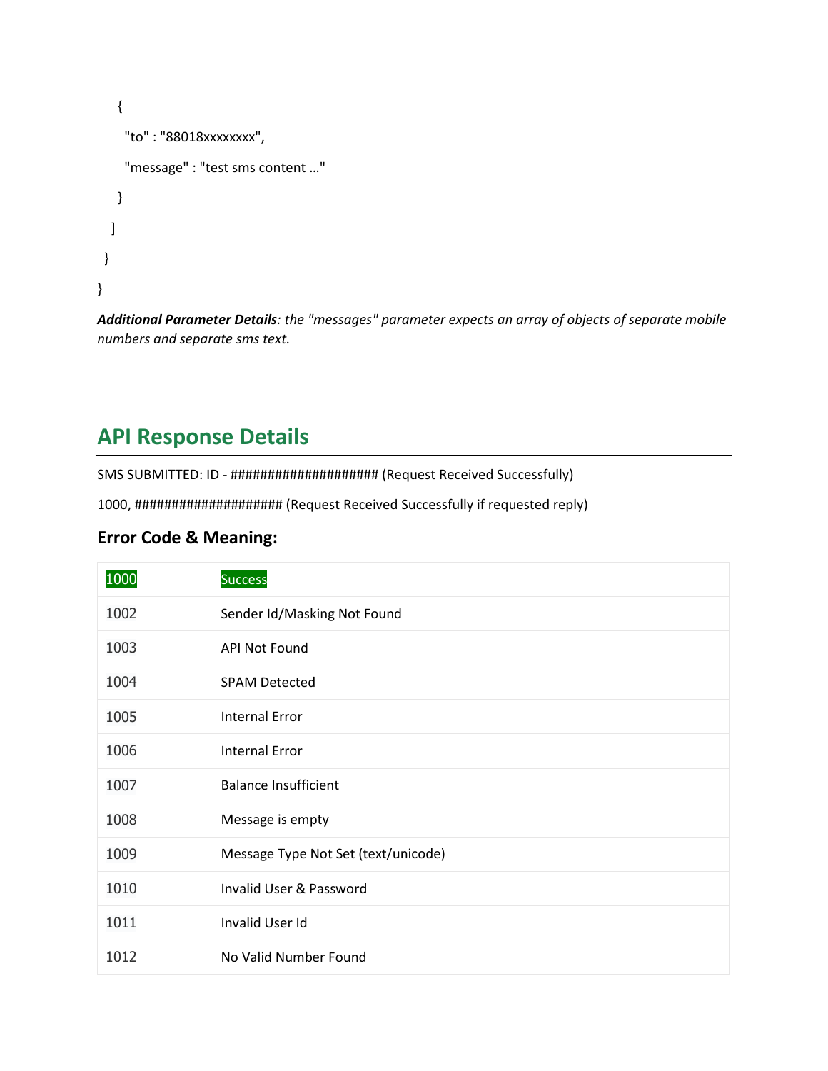```
    {
      "to" : "88018xxxxxxxx",
      "message" : "test sms content …"
    }
   ]
  }
}
```

***Additional Parameter Details****: the "messages" parameter expects an array of objects of separate mobile numbers and separate sms text.*

## API Response Details

SMS SUBMITTED: ID - #################### (Request Received Successfully)

1000, #################### (Request Received Successfully if requested reply)

### Error Code & Meaning:

| 1000 | Success |
|---|---|
| 1002 | Sender Id/Masking Not Found |
| 1003 | API Not Found |
| 1004 | SPAM Detected |
| 1005 | Internal Error |
| 1006 | Internal Error |
| 1007 | Balance Insufficient |
| 1008 | Message is empty |
| 1009 | Message Type Not Set (text/unicode) |
| 1010 | Invalid User & Password |
| 1011 | Invalid User Id |
| 1012 | No Valid Number Found |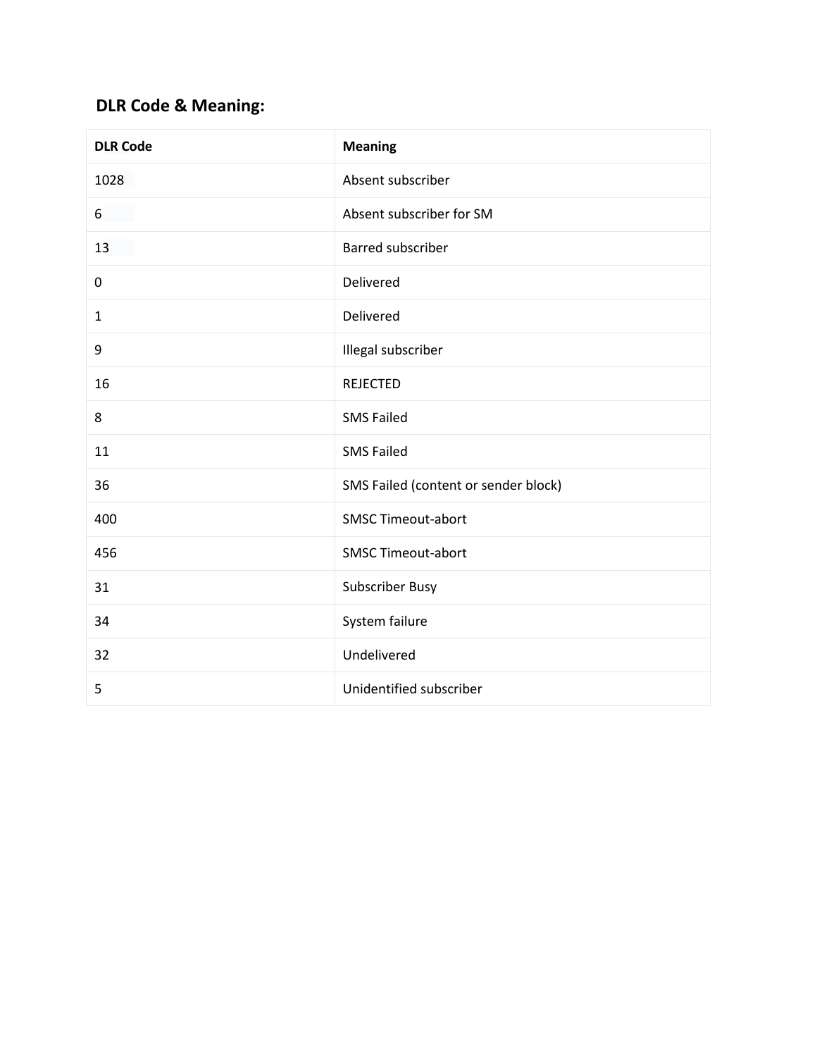## DLR Code & Meaning:

| DLR Code | Meaning |
| --- | --- |
| 1028 | Absent subscriber |
| 6 | Absent subscriber for SM |
| 13 | Barred subscriber |
| 0 | Delivered |
| 1 | Delivered |
| 9 | Illegal subscriber |
| 16 | REJECTED |
| 8 | SMS Failed |
| 11 | SMS Failed |
| 36 | SMS Failed (content or sender block) |
| 400 | SMSC Timeout-abort |
| 456 | SMSC Timeout-abort |
| 31 | Subscriber Busy |
| 34 | System failure |
| 32 | Undelivered |
| 5 | Unidentified subscriber |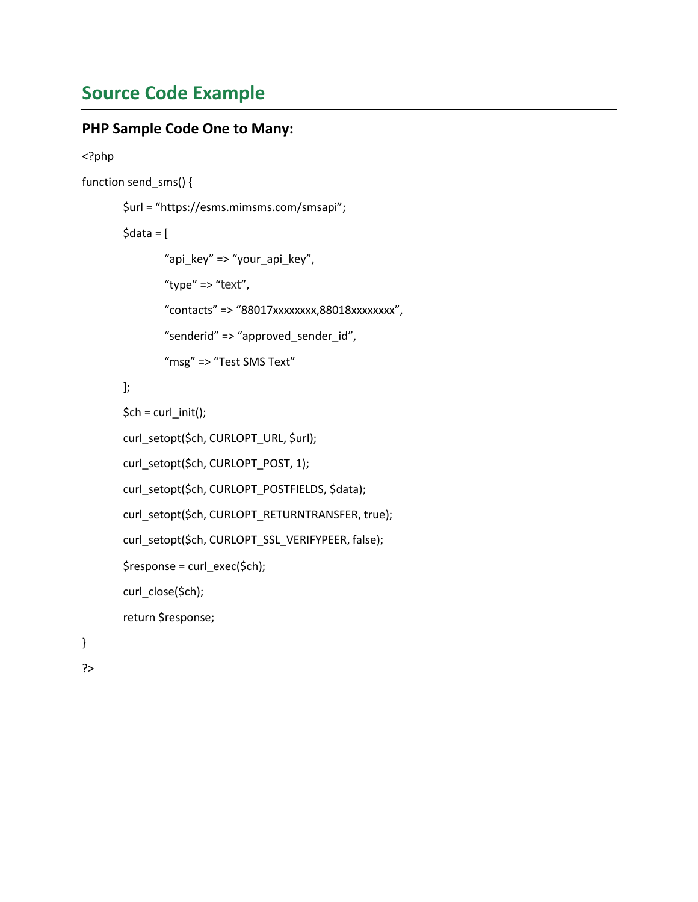## Source Code Example

### PHP Sample Code One to Many:

```
<?php

function send_sms() {

    $url = “https://esms.mimsms.com/smsapi”;

    $data = [

        “api_key” => “your_api_key”,

        “type” => “text”,

        “contacts” => “88017xxxxxxxx,88018xxxxxxxx”,

        “senderid” => “approved_sender_id”,

        “msg” => “Test SMS Text”

    ];

    $ch = curl_init();

    curl_setopt($ch, CURLOPT_URL, $url);

    curl_setopt($ch, CURLOPT_POST, 1);

    curl_setopt($ch, CURLOPT_POSTFIELDS, $data);

    curl_setopt($ch, CURLOPT_RETURNTRANSFER, true);

    curl_setopt($ch, CURLOPT_SSL_VERIFYPEER, false);

    $response = curl_exec($ch);

    curl_close($ch);

    return $response;

}

?>
```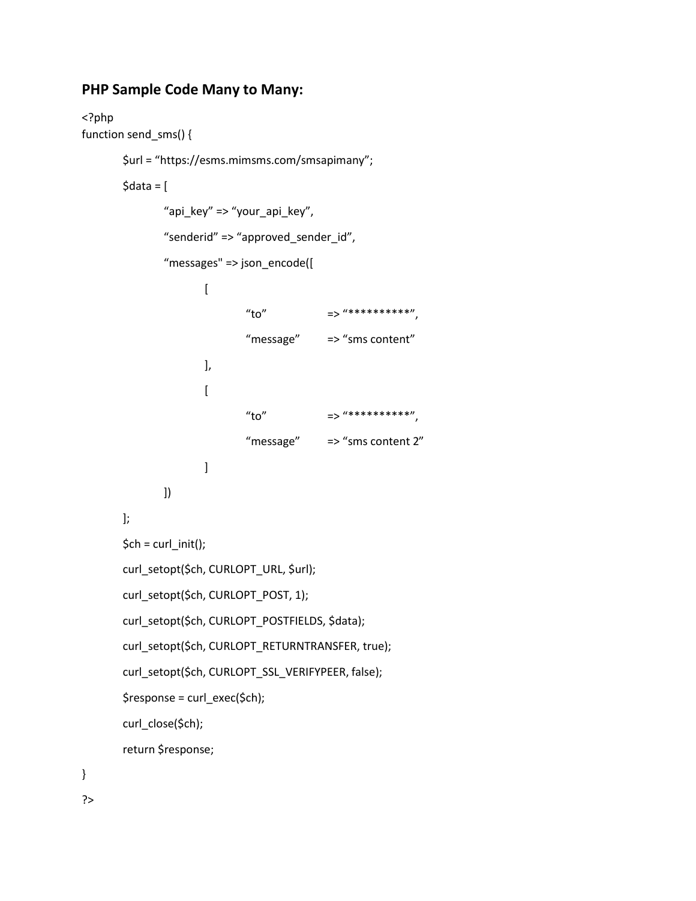## PHP Sample Code Many to Many:

```
<?php
function send_sms() {

    $url = “https://esms.mimsms.com/smsapimany”;

    $data = [

        “api_key” => “your_api_key”,

        “senderid” => “approved_sender_id”,

        “messages" => json_encode([

            [

                “to”            => “**********”,

                “message”       => “sms content”

            ],

            [

                “to”            => “**********”,

                “message”       => “sms content 2”

            ]

        ])

    ];

    $ch = curl_init();

    curl_setopt($ch, CURLOPT_URL, $url);

    curl_setopt($ch, CURLOPT_POST, 1);

    curl_setopt($ch, CURLOPT_POSTFIELDS, $data);

    curl_setopt($ch, CURLOPT_RETURNTRANSFER, true);

    curl_setopt($ch, CURLOPT_SSL_VERIFYPEER, false);

    $response = curl_exec($ch);

    curl_close($ch);

    return $response;

}

?>
```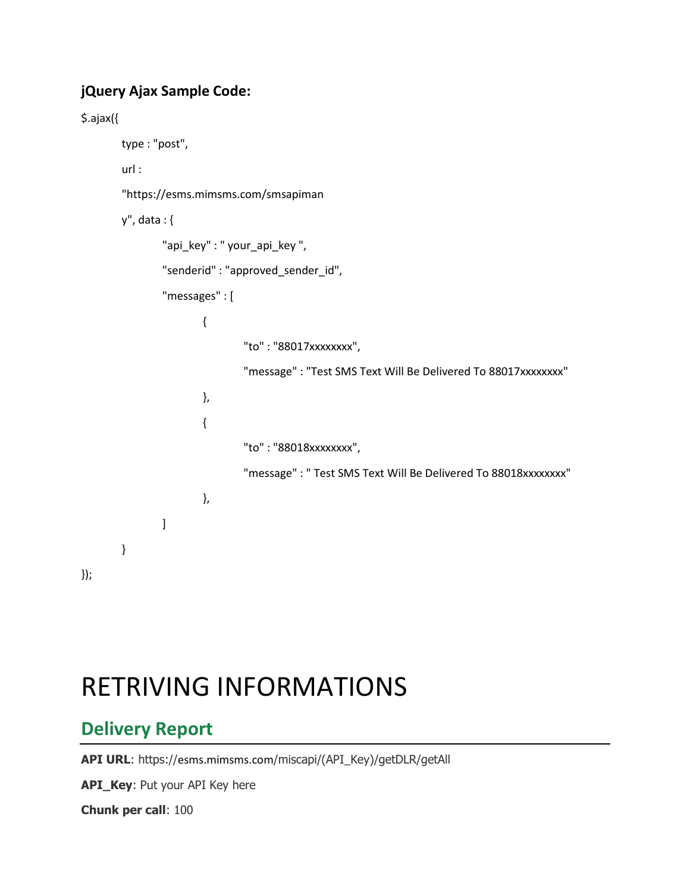### jQuery Ajax Sample Code:

```
$.ajax({
        type : "post",
        url :
        "https://esms.mimsms.com/smsapiman
        y", data : {
                "api_key" : " your_api_key ",
                "senderid" : "approved_sender_id",
                "messages" : [
                        {
                                "to" : "88017xxxxxxxx",
                                "message" : "Test SMS Text Will Be Delivered To 88017xxxxxxxx"
                        },
                        {
                                "to" : "88018xxxxxxxx",
                                "message" : " Test SMS Text Will Be Delivered To 88018xxxxxxxx"
                        },
                ]
        }
});
```

# RETRIVING INFORMATIONS

## Delivery Report

**API URL**: https://esms.mimsms.com/miscapi/(API_Key)/getDLR/getAll

**API_Key**: Put your API Key here

**Chunk per call**: 100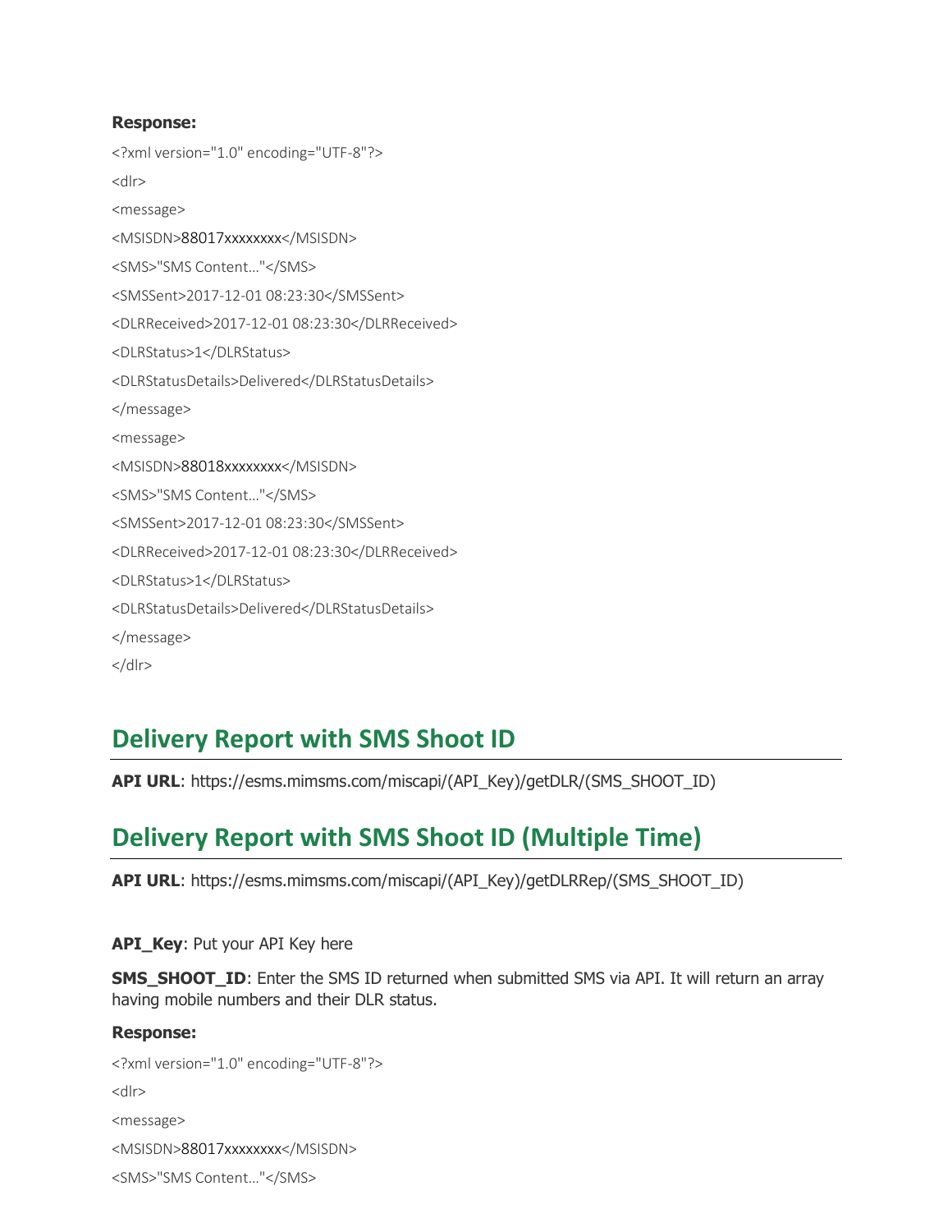**Response:**

```
<?xml version="1.0" encoding="UTF-8"?>
<dlr>
<message>
<MSISDN>88017xxxxxxxx</MSISDN>
<SMS>"SMS Content…"</SMS>
<SMSSent>2017-12-01 08:23:30</SMSSent>
<DLRReceived>2017-12-01 08:23:30</DLRReceived>
<DLRStatus>1</DLRStatus>
<DLRStatusDetails>Delivered</DLRStatusDetails>
</message>
<message>
<MSISDN>88018xxxxxxxx</MSISDN>
<SMS>"SMS Content…"</SMS>
<SMSSent>2017-12-01 08:23:30</SMSSent>
<DLRReceived>2017-12-01 08:23:30</DLRReceived>
<DLRStatus>1</DLRStatus>
<DLRStatusDetails>Delivered</DLRStatusDetails>
</message>
</dlr>
```

## Delivery Report with SMS Shoot ID

**API URL**: https://esms.mimsms.com/miscapi/(API_Key)/getDLR/(SMS_SHOOT_ID)

## Delivery Report with SMS Shoot ID (Multiple Time)

**API URL**: https://esms.mimsms.com/miscapi/(API_Key)/getDLRRep/(SMS_SHOOT_ID)

**API_Key**: Put your API Key here

**SMS_SHOOT_ID**: Enter the SMS ID returned when submitted SMS via API. It will return an array having mobile numbers and their DLR status.

**Response:**

```
<?xml version="1.0" encoding="UTF-8"?>
<dlr>
<message>
<MSISDN>88017xxxxxxxx</MSISDN>
<SMS>"SMS Content…"</SMS>
```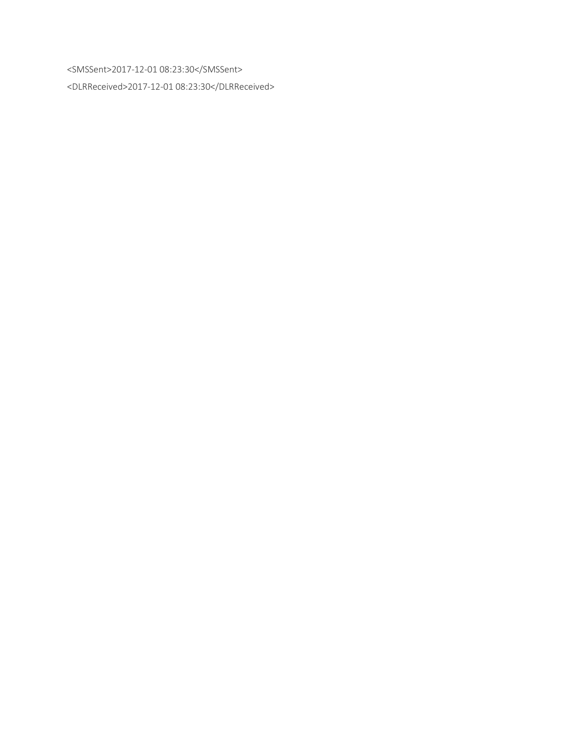<SMSSent>2017-12-01 08:23:30</SMSSent>

<DLRReceived>2017-12-01 08:23:30</DLRReceived>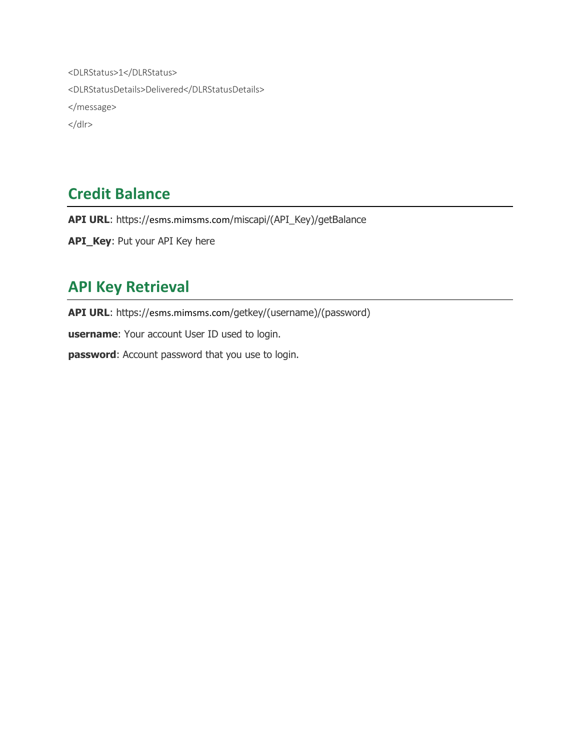```
<DLRStatus>1</DLRStatus>
<DLRStatusDetails>Delivered</DLRStatusDetails>
</message>
</dlr>
```

## Credit Balance

**API URL**: https://esms.mimsms.com/miscapi/(API_Key)/getBalance

**API_Key**: Put your API Key here

## API Key Retrieval

**API URL**: https://esms.mimsms.com/getkey/(username)/(password)

**username**: Your account User ID used to login.

**password**: Account password that you use to login.